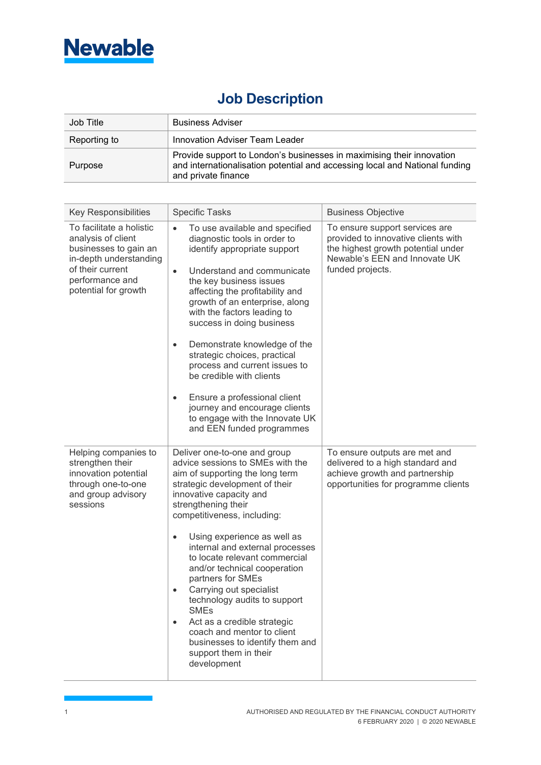Newable

# Job Description

| Job Title | Business Adviser |
|---|---|
| Reporting to | Innovation Adviser Team Leader |
| Purpose | Provide support to London's businesses in maximising their innovation and internationalisation potential and accessing local and National funding and private finance |

| Key Responsibilities | Specific Tasks | Business Objective |
|---|---|---|
| To facilitate a holistic analysis of client businesses to gain an in-depth understanding of their current performance and potential for growth | • To use available and specified diagnostic tools in order to identify appropriate support<br><br>• Understand and communicate the key business issues affecting the profitability and growth of an enterprise, along with the factors leading to success in doing business<br><br>• Demonstrate knowledge of the strategic choices, practical process and current issues to be credible with clients<br><br>• Ensure a professional client journey and encourage clients to engage with the Innovate UK and EEN funded programmes | To ensure support services are provided to innovative clients with the highest growth potential under Newable's EEN and Innovate UK funded projects. |
| Helping companies to strengthen their innovation potential through one-to-one and group advisory sessions | Deliver one-to-one and group advice sessions to SMEs with the aim of supporting the long term strategic development of their innovative capacity and strengthening their competitiveness, including:<br><br>• Using experience as well as internal and external processes to locate relevant commercial and/or technical cooperation partners for SMEs<br>• Carrying out specialist technology audits to support SMEs<br>• Act as a credible strategic coach and mentor to client businesses to identify them and support them in their development | To ensure outputs are met and delivered to a high standard and achieve growth and partnership opportunities for programme clients |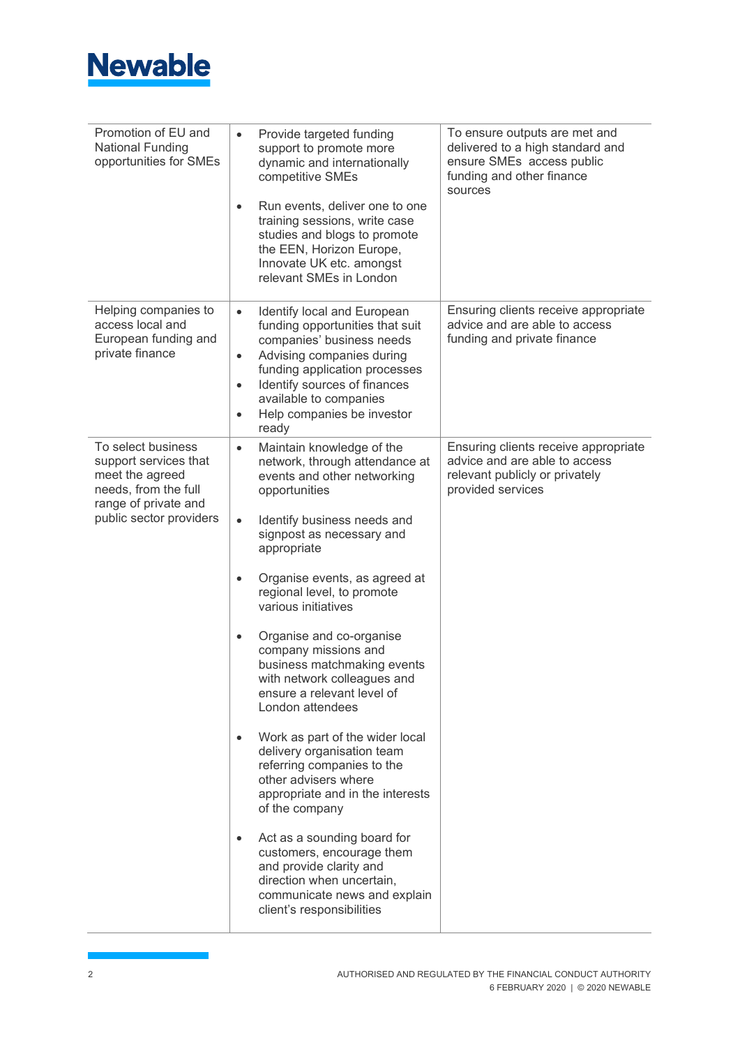| | | |
|---|---|---|
| Promotion of EU and National Funding opportunities for SMEs | • Provide targeted funding support to promote more dynamic and internationally competitive SMEs<br><br>• Run events, deliver one to one training sessions, write case studies and blogs to promote the EEN, Horizon Europe, Innovate UK etc. amongst relevant SMEs in London | To ensure outputs are met and delivered to a high standard and ensure SMEs access public funding and other finance sources |
| Helping companies to access local and European funding and private finance | • Identify local and European funding opportunities that suit companies' business needs<br>• Advising companies during funding application processes<br>• Identify sources of finances available to companies<br>• Help companies be investor ready | Ensuring clients receive appropriate advice and are able to access funding and private finance |
| To select business support services that meet the agreed needs, from the full range of private and public sector providers | • Maintain knowledge of the network, through attendance at events and other networking opportunities<br><br>• Identify business needs and signpost as necessary and appropriate<br><br>• Organise events, as agreed at regional level, to promote various initiatives<br><br>• Organise and co-organise company missions and business matchmaking events with network colleagues and ensure a relevant level of London attendees<br><br>• Work as part of the wider local delivery organisation team referring companies to the other advisers where appropriate and in the interests of the company<br><br>• Act as a sounding board for customers, encourage them and provide clarity and direction when uncertain, communicate news and explain client's responsibilities | Ensuring clients receive appropriate advice and are able to access relevant publicly or privately provided services |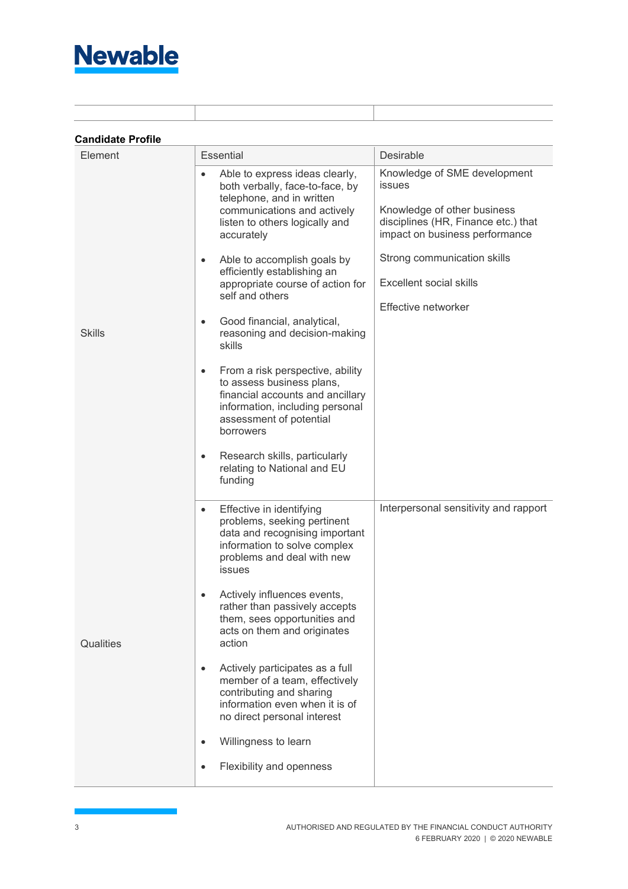**Candidate Profile**

| Element | Essential | Desirable |
|---|---|---|
| Skills | • Able to express ideas clearly, both verbally, face-to-face, by telephone, and in written communications and actively listen to others logically and accurately<br>• Able to accomplish goals by efficiently establishing an appropriate course of action for self and others<br>• Good financial, analytical, reasoning and decision-making skills<br>• From a risk perspective, ability to assess business plans, financial accounts and ancillary information, including personal assessment of potential borrowers<br>• Research skills, particularly relating to National and EU funding | Knowledge of SME development issues<br><br>Knowledge of other business disciplines (HR, Finance etc.) that impact on business performance<br><br>Strong communication skills<br><br>Excellent social skills<br><br>Effective networker |
| Qualities | • Effective in identifying problems, seeking pertinent data and recognising important information to solve complex problems and deal with new issues<br>• Actively influences events, rather than passively accepts them, sees opportunities and acts on them and originates action<br>• Actively participates as a full member of a team, effectively contributing and sharing information even when it is of no direct personal interest<br>• Willingness to learn<br>• Flexibility and openness | Interpersonal sensitivity and rapport |

AUTHORISED AND REGULATED BY THE FINANCIAL CONDUCT AUTHORITY
6 FEBRUARY 2020 | © 2020 NEWABLE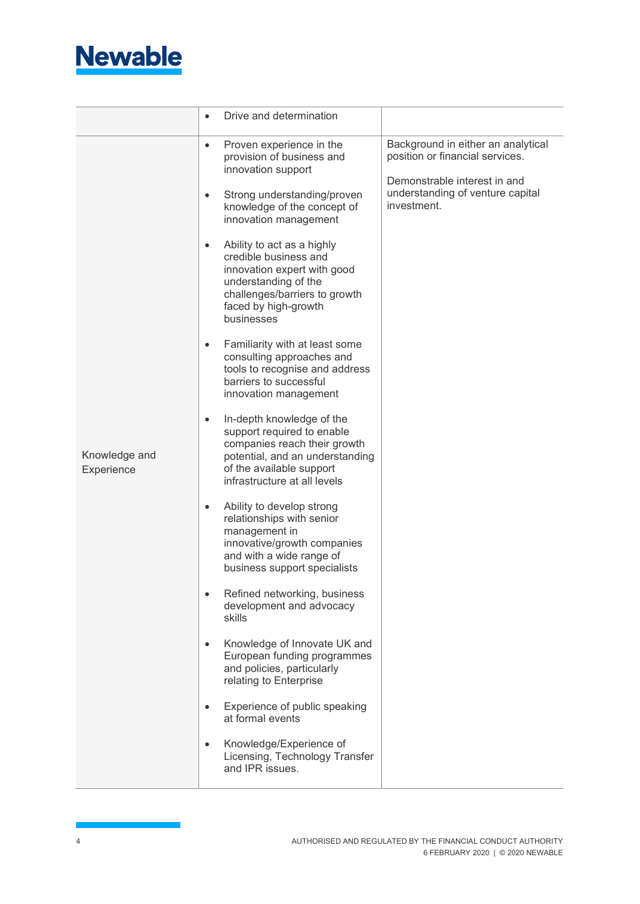| | | |
|---|---|---|
| | • Drive and determination | |
| Knowledge and Experience | • Proven experience in the provision of business and innovation support<br><br>• Strong understanding/proven knowledge of the concept of innovation management<br><br>• Ability to act as a highly credible business and innovation expert with good understanding of the challenges/barriers to growth faced by high-growth businesses<br><br>• Familiarity with at least some consulting approaches and tools to recognise and address barriers to successful innovation management<br><br>• In-depth knowledge of the support required to enable companies reach their growth potential, and an understanding of the available support infrastructure at all levels<br><br>• Ability to develop strong relationships with senior management in innovative/growth companies and with a wide range of business support specialists<br><br>• Refined networking, business development and advocacy skills<br><br>• Knowledge of Innovate UK and European funding programmes and policies, particularly relating to Enterprise<br><br>• Experience of public speaking at formal events<br><br>• Knowledge/Experience of Licensing, Technology Transfer and IPR issues. | Background in either an analytical position or financial services.<br><br>Demonstrable interest in and understanding of venture capital investment. |

AUTHORISED AND REGULATED BY THE FINANCIAL CONDUCT AUTHORITY
6 FEBRUARY 2020 | © 2020 NEWABLE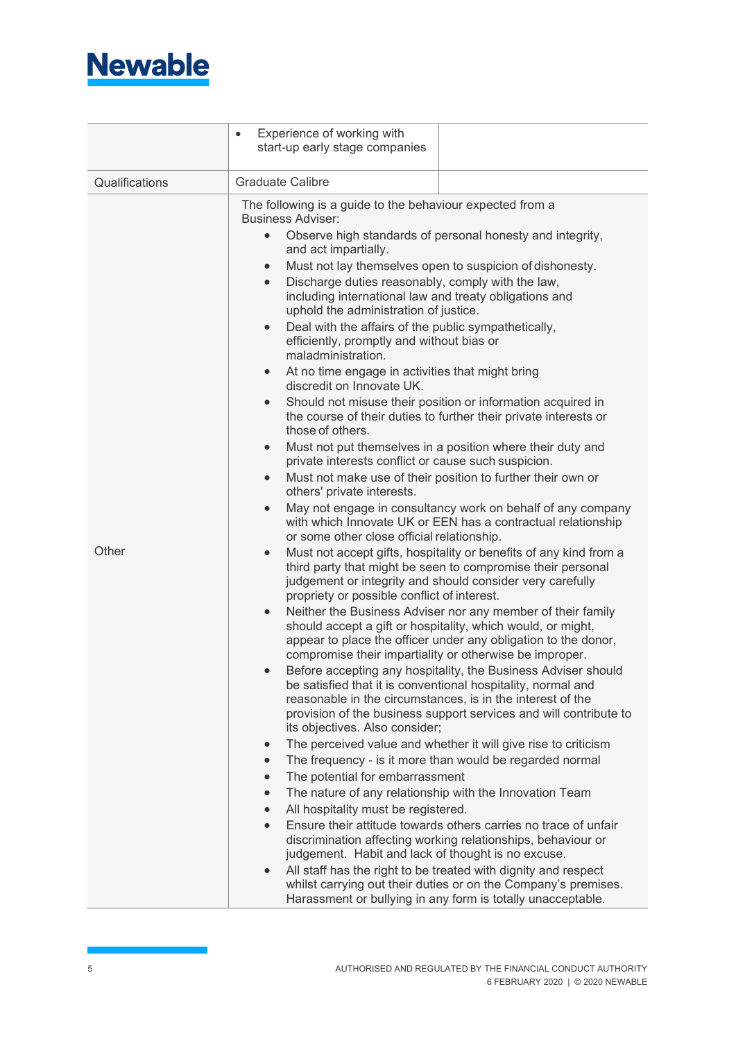| | | |
|---|---|---|
| | • Experience of working with start-up early stage companies | |
| Qualifications | Graduate Calibre | |
| Other | The following is a guide to the behaviour expected from a Business Adviser:<br>• Observe high standards of personal honesty and integrity, and act impartially.<br>• Must not lay themselves open to suspicion of dishonesty.<br>• Discharge duties reasonably, comply with the law, including international law and treaty obligations and uphold the administration of justice.<br>• Deal with the affairs of the public sympathetically, efficiently, promptly and without bias or maladministration.<br>• At no time engage in activities that might bring discredit on Innovate UK.<br>• Should not misuse their position or information acquired in the course of their duties to further their private interests or those of others.<br>• Must not put themselves in a position where their duty and private interests conflict or cause such suspicion.<br>• Must not make use of their position to further their own or others' private interests.<br>• May not engage in consultancy work on behalf of any company with which Innovate UK or EEN has a contractual relationship or some other close official relationship.<br>• Must not accept gifts, hospitality or benefits of any kind from a third party that might be seen to compromise their personal judgement or integrity and should consider very carefully propriety or possible conflict of interest.<br>• Neither the Business Adviser nor any member of their family should accept a gift or hospitality, which would, or might, appear to place the officer under any obligation to the donor, compromise their impartiality or otherwise be improper.<br>• Before accepting any hospitality, the Business Adviser should be satisfied that it is conventional hospitality, normal and reasonable in the circumstances, is in the interest of the provision of the business support services and will contribute to its objectives. Also consider;<br>• The perceived value and whether it will give rise to criticism<br>• The frequency - is it more than would be regarded normal<br>• The potential for embarrassment<br>• The nature of any relationship with the Innovation Team<br>• All hospitality must be registered.<br>• Ensure their attitude towards others carries no trace of unfair discrimination affecting working relationships, behaviour or judgement. Habit and lack of thought is no excuse.<br>• All staff has the right to be treated with dignity and respect whilst carrying out their duties or on the Company's premises. Harassment or bullying in any form is totally unacceptable. | |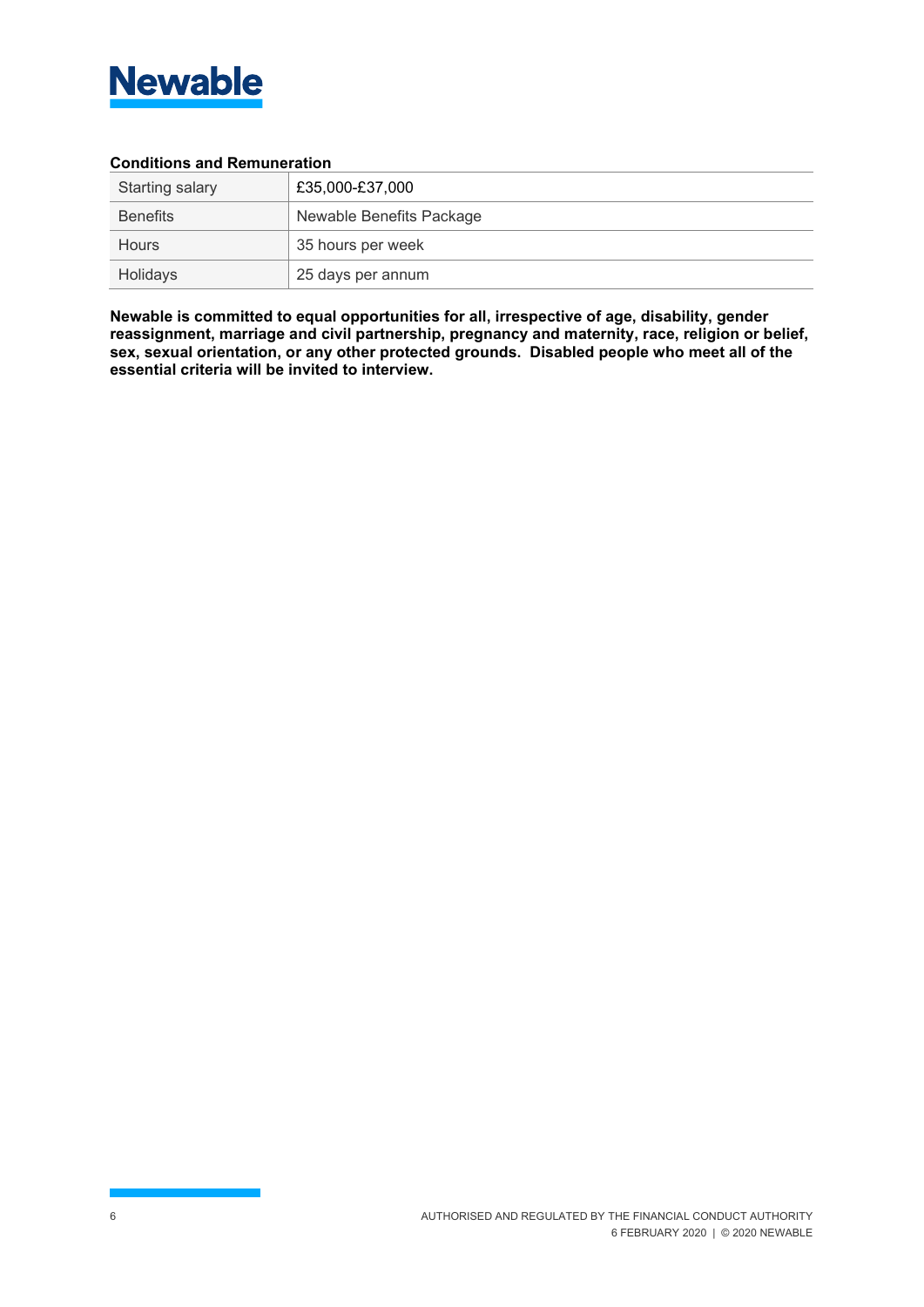**Conditions and Remuneration**

| | |
|---|---|
| Starting salary | £35,000-£37,000 |
| Benefits | Newable Benefits Package |
| Hours | 35 hours per week |
| Holidays | 25 days per annum |

**Newable is committed to equal opportunities for all, irrespective of age, disability, gender reassignment, marriage and civil partnership, pregnancy and maternity, race, religion or belief, sex, sexual orientation, or any other protected grounds. Disabled people who meet all of the essential criteria will be invited to interview.**